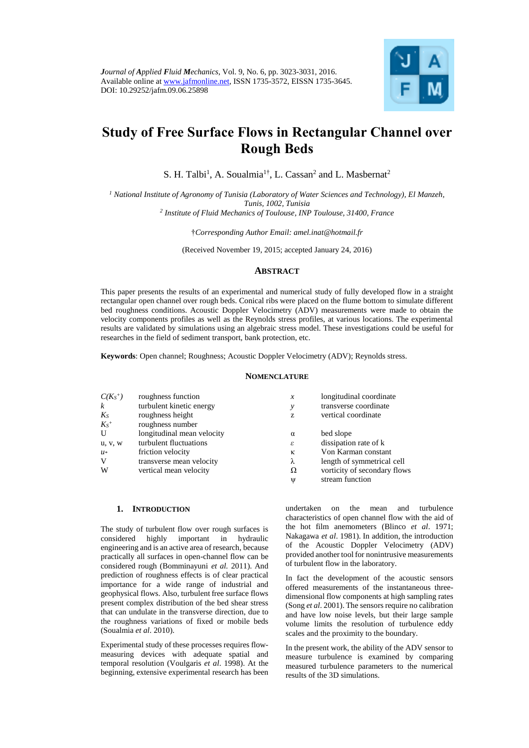Journal of Applied Fluid Mechanics, Vol. 9, No. 6, pp. 3023-3031, 2016.
Available online at www.jafmonline.net, ISSN 1735-3572, EISSN 1735-3645.
DOI: 10.29252/jafm.09.06.25898

# Study of Free Surface Flows in Rectangular Channel over Rough Beds

S. H. Talbi[1], A. Soualmia[1†], L. Cassan[2] and L. Masbernat[2]

[1] *National Institute of Agronomy of Tunisia (Laboratory of Water Sciences and Technology), El Manzeh, Tunis, 1002, Tunisia*
[2] *Institute of Fluid Mechanics of Toulouse, INP Toulouse, 31400, France*

†*Corresponding Author Email: amel.inat@hotmail.fr*

(Received November 19, 2015; accepted January 24, 2016)

## Abstract

This paper presents the results of an experimental and numerical study of fully developed flow in a straight rectangular open channel over rough beds. Conical ribs were placed on the flume bottom to simulate different bed roughness conditions. Acoustic Doppler Velocimetry (ADV) measurements were made to obtain the velocity components profiles as well as the Reynolds stress profiles, at various locations. The experimental results are validated by simulations using an algebraic stress model. These investigations could be useful for researches in the field of sediment transport, bank protection, etc.

**Keywords**: Open channel; Roughness; Acoustic Doppler Velocimetry (ADV); Reynolds stress.

## Nomenclature

| | | | |
|---|---|---|---|
| $C(K_S^+)$ | roughness function | $x$ | longitudinal coordinate |
| $k$ | turbulent kinetic energy | $y$ | transverse coordinate |
| $K_S$ | roughness height | z | vertical coordinate |
| $K_S^+$ | roughness number | | |
| U | longitudinal mean velocity | $\alpha$ | bed slope |
| u, v, w | turbulent fluctuations | $\varepsilon$ | dissipation rate of k |
| $u_*$ | friction velocity | $\kappa$ | Von Karman constant |
| V | transverse mean velocity | $\lambda$ | length of symmetrical cell |
| W | vertical mean velocity | $\Omega$ | vorticity of secondary flows |
| | | $\psi$ | stream function |

## 1. Introduction

The study of turbulent flow over rough surfaces is considered highly important in hydraulic engineering and is an active area of research, because practically all surfaces in open-channel flow can be considered rough (Bomminayuni *et al.* 2011). And prediction of roughness effects is of clear practical importance for a wide range of industrial and geophysical flows. Also, turbulent free surface flows present complex distribution of the bed shear stress that can undulate in the transverse direction, due to the roughness variations of fixed or mobile beds (Soualmia *et al*. 2010).

Experimental study of these processes requires flow-measuring devices with adequate spatial and temporal resolution (Voulgaris *et al*. 1998). At the beginning, extensive experimental research has been undertaken on the mean and turbulence characteristics of open channel flow with the aid of the hot film anemometers (Blinco *et al*. 1971; Nakagawa *et al*. 1981). In addition, the introduction of the Acoustic Doppler Velocimetry (ADV) provided another tool for nonintrusive measurements of turbulent flow in the laboratory.

In fact the development of the acoustic sensors offered measurements of the instantaneous three-dimensional flow components at high sampling rates (Song *et al*. 2001). The sensors require no calibration and have low noise levels, but their large sample volume limits the resolution of turbulence eddy scales and the proximity to the boundary.

In the present work, the ability of the ADV sensor to measure turbulence is examined by comparing measured turbulence parameters to the numerical results of the 3D simulations.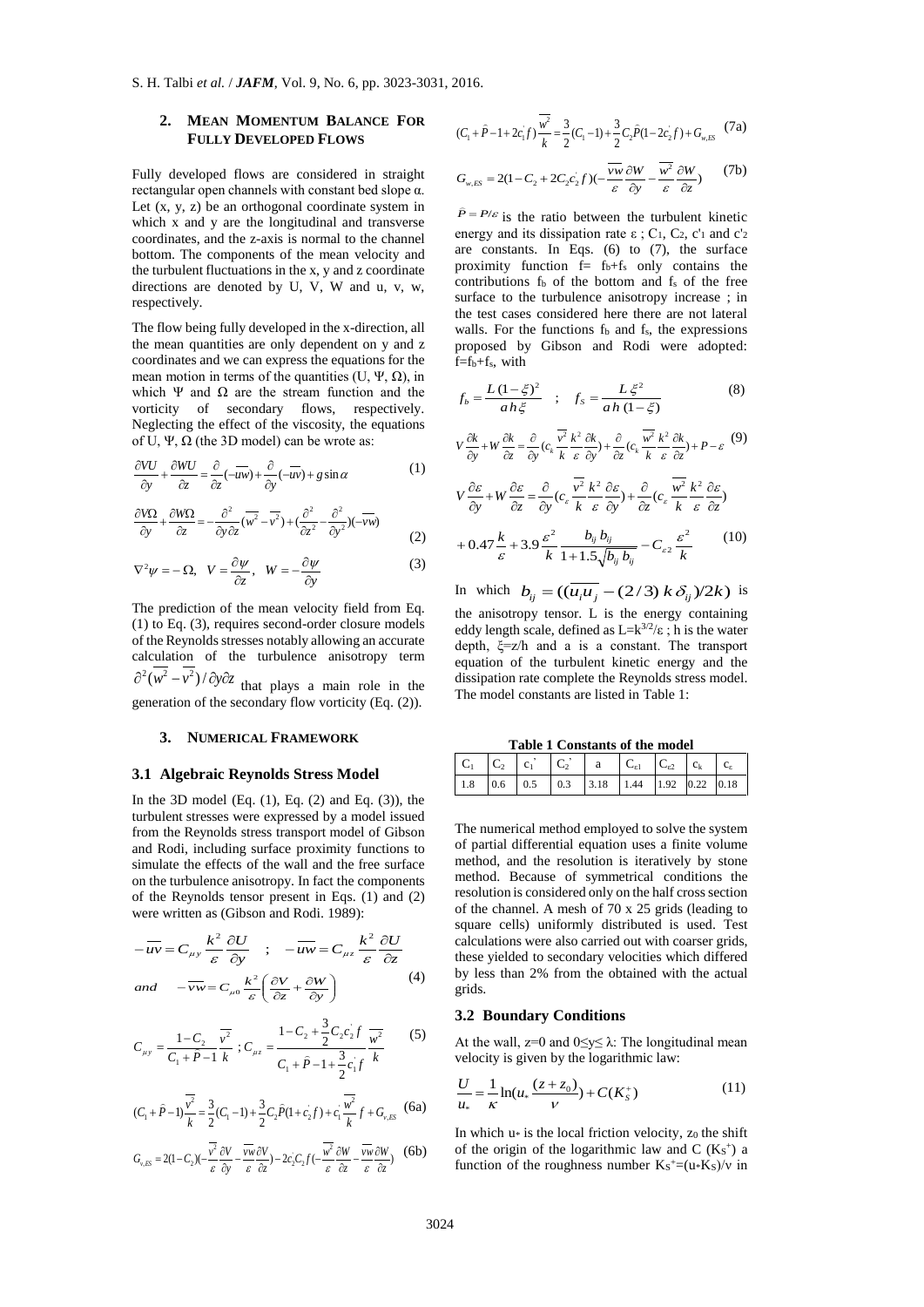## 2. Mean Momentum Balance For Fully Developed Flows

Fully developed flows are considered in straight rectangular open channels with constant bed slope α. Let (x, y, z) be an orthogonal coordinate system in which x and y are the longitudinal and transverse coordinates, and the z-axis is normal to the channel bottom. The components of the mean velocity and the turbulent fluctuations in the x, y and z coordinate directions are denoted by U, V, W and u, v, w, respectively.

The flow being fully developed in the x-direction, all the mean quantities are only dependent on y and z coordinates and we can express the equations for the mean motion in terms of the quantities (U, Ψ, Ω), in which Ψ and Ω are the stream function and the vorticity of secondary flows, respectively. Neglecting the effect of the viscosity, the equations of U, Ψ, Ω (the 3D model) can be wrote as:

$$\frac{\partial VU}{\partial y}+\frac{\partial WU}{\partial z}=\frac{\partial}{\partial z}(-\overline{uw})+\frac{\partial}{\partial y}(-\overline{uv})+g\sin\alpha \tag{1}$$

$$\frac{\partial V\Omega}{\partial y}+\frac{\partial W\Omega}{\partial z}=-\frac{\partial^2}{\partial y\partial z}(\overline{w^2}-\overline{v^2})+(\frac{\partial^2}{\partial z^2}-\frac{\partial^2}{\partial y^2})(-\overline{vw}) \tag{2}$$

$$\nabla^2\psi=-\Omega,\quad V=\frac{\partial\psi}{\partial z},\quad W=-\frac{\partial\psi}{\partial y} \tag{3}$$

The prediction of the mean velocity field from Eq. (1) to Eq. (3), requires second-order closure models of the Reynolds stresses notably allowing an accurate calculation of the turbulence anisotropy term $\partial^2(\overline{w^2}-\overline{v^2})/\partial y\partial z$ that plays a main role in the generation of the secondary flow vorticity (Eq. (2)).

## 3. Numerical Framework

### 3.1 Algebraic Reynolds Stress Model

In the 3D model (Eq. (1), Eq. (2) and Eq. (3)), the turbulent stresses were expressed by a model issued from the Reynolds stress transport model of Gibson and Rodi, including surface proximity functions to simulate the effects of the wall and the free surface on the turbulence anisotropy. In fact the components of the Reynolds tensor present in Eqs. (1) and (2) were written as (Gibson and Rodi. 1989):

$$-\overline{uv}=C_{\mu y}\frac{k^2}{\varepsilon}\frac{\partial U}{\partial y}\quad;\quad -\overline{uw}=C_{\mu z}\frac{k^2}{\varepsilon}\frac{\partial U}{\partial z}$$
$$and\quad -\overline{vw}=C_{\mu 0}\frac{k^2}{\varepsilon}\left(\frac{\partial V}{\partial z}+\frac{\partial W}{\partial y}\right) \tag{4}$$

$$C_{\mu y}=\frac{1-C_2}{C_1+\hat{P}-1}\frac{\overline{v^2}}{k}\;;\;C_{\mu z}=\frac{1-C_2+\frac{3}{2}C_2c_2^{'}f}{C_1+\hat{P}-1+\frac{3}{2}c_1^{'}f}\frac{\overline{w^2}}{k} \tag{5}$$

$$(C_1+\hat{P}-1)\frac{\overline{v^2}}{k}=\frac{3}{2}(C_1-1)+\frac{3}{2}C_2\hat{P}(1+c_2^{'}f)+c_1^{'}\frac{\overline{w^2}}{k}f+G_{v,ES} \tag{6a}$$

$$G_{v,ES}=2(1-C_2)(-\frac{\overline{v^2}}{\varepsilon}\frac{\partial V}{\partial y}-\frac{\overline{vw}}{\varepsilon}\frac{\partial V}{\partial z})-2c_2^{'}C_2f(-\frac{\overline{w^2}}{\varepsilon}\frac{\partial W}{\partial z}-\frac{\overline{vw}}{\varepsilon}\frac{\partial W}{\partial z}) \tag{6b}$$

$$(C_1+\hat{P}-1+2c_1^{'}f)\frac{\overline{w^2}}{k}=\frac{3}{2}(C_1-1)+\frac{3}{2}C_2\hat{P}(1-2c_2^{'}f)+G_{w,ES} \tag{7a}$$

$$G_{w,ES}=2(1-C_2+2C_2c_2^{'}f)(-\frac{\overline{vw}}{\varepsilon}\frac{\partial W}{\partial y}-\frac{\overline{w^2}}{\varepsilon}\frac{\partial W}{\partial z}) \tag{7b}$$

$\hat{P}=P/\varepsilon$ is the ratio between the turbulent kinetic energy and its dissipation rate ε ; $C_1$, $C_2$, $c'_1$ and $c'_2$ are constants. In Eqs. (6) to (7), the surface proximity function $f=f_b+f_s$ only contains the contributions $f_b$ of the bottom and $f_s$ of the free surface to the turbulence anisotropy increase ; in the test cases considered here there are not lateral walls. For the functions $f_b$ and $f_s$, the expressions proposed by Gibson and Rodi were adopted: $f=f_b+f_s$, with

$$f_b=\frac{L(1-\xi)^2}{a\,h\,\xi}\quad;\quad f_s=\frac{L\,\xi^2}{a\,h\,(1-\xi)} \tag{8}$$

$$V\frac{\partial k}{\partial y}+W\frac{\partial k}{\partial z}=\frac{\partial}{\partial y}(c_k\frac{\overline{v^2}}{k}\frac{k^2}{\varepsilon}\frac{\partial k}{\partial y})+\frac{\partial}{\partial z}(c_k\frac{\overline{w^2}}{k}\frac{k^2}{\varepsilon}\frac{\partial k}{\partial z})+P-\varepsilon \tag{9}$$

$$V\frac{\partial\varepsilon}{\partial y}+W\frac{\partial\varepsilon}{\partial z}=\frac{\partial}{\partial y}(c_\varepsilon\frac{\overline{v^2}}{k}\frac{k^2}{\varepsilon}\frac{\partial\varepsilon}{\partial y})+\frac{\partial}{\partial z}(c_\varepsilon\frac{\overline{w^2}}{k}\frac{k^2}{\varepsilon}\frac{\partial\varepsilon}{\partial z})$$
$$+0.47\frac{k}{\varepsilon}+3.9\frac{\varepsilon^2}{k}\frac{b_{ij}\,b_{ij}}{1+1.5\sqrt{b_{ij}\,b_{ij}}}-C_{\varepsilon 2}\frac{\varepsilon^2}{k} \tag{10}$$

In which $b_{ij}=((\overline{u_iu_j}-(2/3)\,k\,\delta_{ij})/2k)$ is the anisotropy tensor. L is the energy containing eddy length scale, defined as $L=k^{3/2}/\varepsilon$ ; h is the water depth, ξ=z/h and a is a constant. The transport equation of the turbulent kinetic energy and the dissipation rate complete the Reynolds stress model. The model constants are listed in Table 1:

**Table 1 Constants of the model**

| $C_1$ | $C_2$ | $c_1^{'}$ | $C_2^{'}$ | a | $C_{\varepsilon 1}$ | $C_{\varepsilon 2}$ | $c_k$ | $c_\varepsilon$ |
|---|---|---|---|---|---|---|---|---|
| 1.8 | 0.6 | 0.5 | 0.3 | 3.18 | 1.44 | 1.92 | 0.22 | 0.18 |

The numerical method employed to solve the system of partial differential equation uses a finite volume method, and the resolution is iteratively by stone method. Because of symmetrical conditions the resolution is considered only on the half cross section of the channel. A mesh of 70 x 25 grids (leading to square cells) uniformly distributed is used. Test calculations were also carried out with coarser grids, these yielded to secondary velocities which differed by less than 2% from the obtained with the actual grids.

### 3.2 Boundary Conditions

At the wall, z=0 and 0≤y≤ λ: The longitudinal mean velocity is given by the logarithmic law:

$$\frac{U}{u_*}=\frac{1}{\kappa}\ln(u_*\frac{(z+z_0)}{\nu})+C(K_S^+) \tag{11}$$

In which $u_*$ is the local friction velocity, $z_0$ the shift of the origin of the logarithmic law and C ($K_S^+$) a function of the roughness number $K_S^+=(u_*K_S)/\nu$ in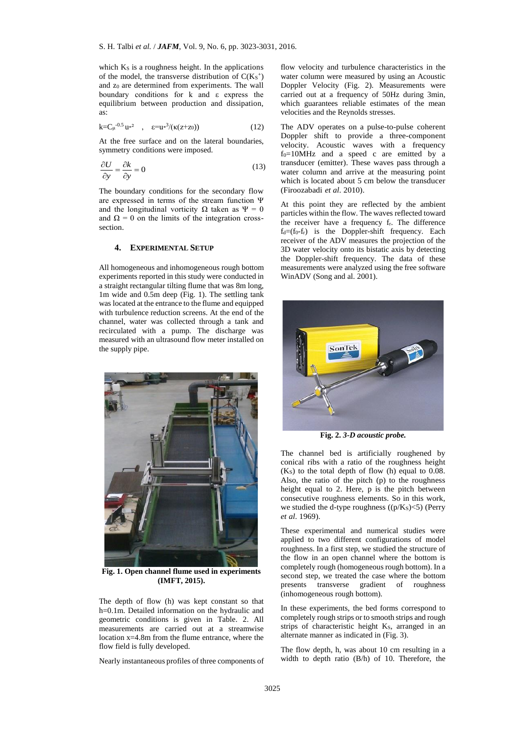which $K_S$ is a roughness height. In the applications of the model, the transverse distribution of $C(K_S^+)$ and $z_0$ are determined from experiments. The wall boundary conditions for k and ε express the equilibrium between production and dissipation, as:

$$k=C_\mu^{-0.5} u_*^2 \quad , \quad \varepsilon=u_*^3/(\kappa(z+z_0)) \tag{12}$$

At the free surface and on the lateral boundaries, symmetry conditions were imposed.

$$\frac{\partial U}{\partial y} = \frac{\partial k}{\partial y} = 0 \tag{13}$$

The boundary conditions for the secondary flow are expressed in terms of the stream function Ψ and the longitudinal vorticity Ω taken as Ψ = 0 and Ω = 0 on the limits of the integration cross-section.

## 4. EXPERIMENTAL SETUP

All homogeneous and inhomogeneous rough bottom experiments reported in this study were conducted in a straight rectangular tilting flume that was 8m long, 1m wide and 0.5m deep (Fig. 1). The settling tank was located at the entrance to the flume and equipped with turbulence reduction screens. At the end of the channel, water was collected through a tank and recirculated with a pump. The discharge was measured with an ultrasound flow meter installed on the supply pipe.

**Fig. 1. Open channel flume used in experiments (IMFT, 2015).**

The depth of flow (h) was kept constant so that h=0.1m. Detailed information on the hydraulic and geometric conditions is given in Table. 2. All measurements are carried out at a streamwise location x=4.8m from the flume entrance, where the flow field is fully developed.

Nearly instantaneous profiles of three components of flow velocity and turbulence characteristics in the water column were measured by using an Acoustic Doppler Velocity (Fig. 2). Measurements were carried out at a frequency of 50Hz during 3min, which guarantees reliable estimates of the mean velocities and the Reynolds stresses.

The ADV operates on a pulse-to-pulse coherent Doppler shift to provide a three-component velocity. Acoustic waves with a frequency $f_0$=10MHz and a speed c are emitted by a transducer (emitter). These waves pass through a water column and arrive at the measuring point which is located about 5 cm below the transducer (Firoozabadi *et al*. 2010).

At this point they are reflected by the ambient particles within the flow. The waves reflected toward the receiver have a frequency $f_r$. The difference $f_d=(f_0-f_r)$ is the Doppler-shift frequency. Each receiver of the ADV measures the projection of the 3D water velocity onto its bistatic axis by detecting the Doppler-shift frequency. The data of these measurements were analyzed using the free software WinADV (Song and al. 2001).

**Fig. 2.** ***3-D acoustic probe.***

The channel bed is artificially roughened by conical ribs with a ratio of the roughness height ($K_S$) to the total depth of flow (h) equal to 0.08. Also, the ratio of the pitch (p) to the roughness height equal to 2. Here, p is the pitch between consecutive roughness elements. So in this work, we studied the d-type roughness $((p/K_S)<5)$ (Perry *et al*. 1969).

These experimental and numerical studies were applied to two different configurations of model roughness. In a first step, we studied the structure of the flow in an open channel where the bottom is completely rough (homogeneous rough bottom). In a second step, we treated the case where the bottom presents transverse gradient of roughness (inhomogeneous rough bottom).

In these experiments, the bed forms correspond to completely rough strips or to smooth strips and rough strips of characteristic height $K_S$, arranged in an alternate manner as indicated in (Fig. 3).

The flow depth, h, was about 10 cm resulting in a width to depth ratio (B/h) of 10. Therefore, the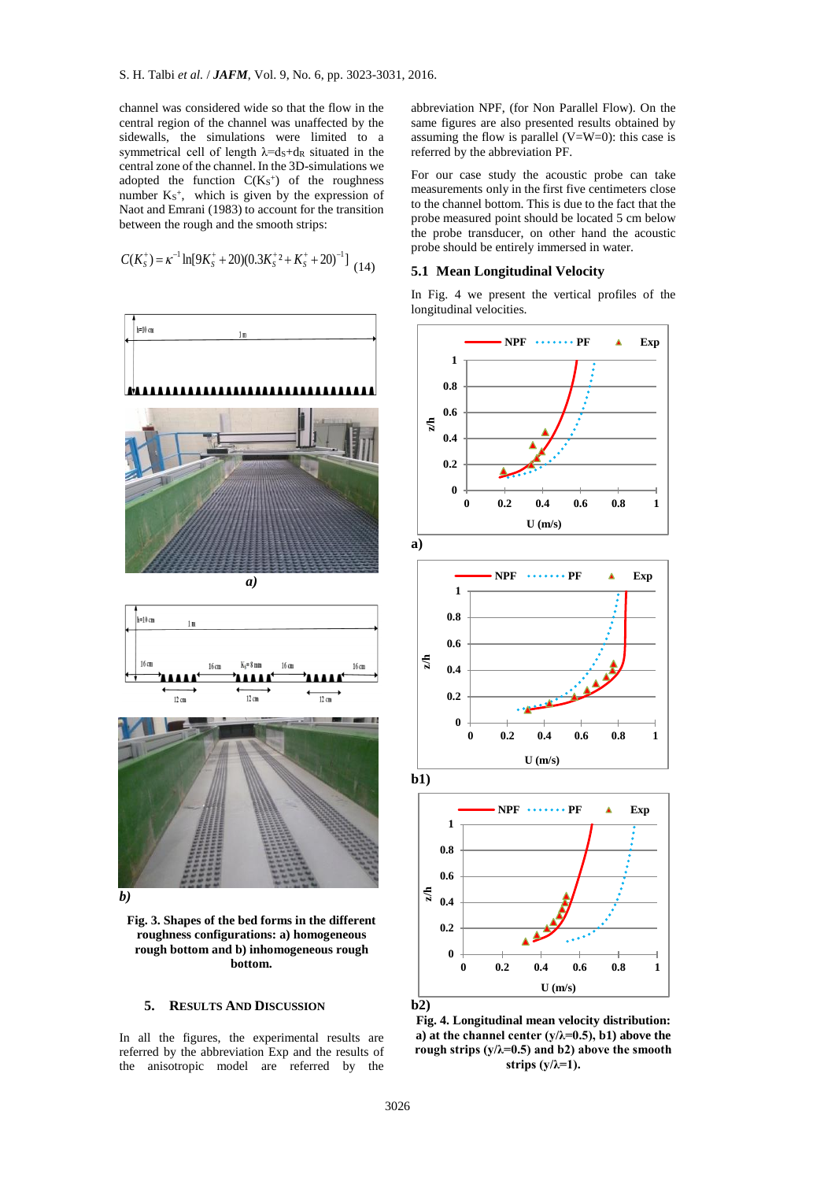channel was considered wide so that the flow in the central region of the channel was unaffected by the sidewalls, the simulations were limited to a symmetrical cell of length $\lambda = d_S + d_R$ situated in the central zone of the channel. In the 3D-simulations we adopted the function $C(K_S^+)$ of the roughness number $K_S^+$, which is given by the expression of Naot and Emrani (1983) to account for the transition between the rough and the smooth strips:

$$C(K_S^+) = \kappa^{-1} \ln[9K_S^+ + 20)(0.3K_S^{+2} + K_S^+ + 20)^{-1}] \quad (14)$$

**Fig. 3. Shapes of the bed forms in the different roughness configurations: a) homogeneous rough bottom and b) inhomogeneous rough bottom.**

## 5. Results And Discussion

In all the figures, the experimental results are referred by the abbreviation Exp and the results of the anisotropic model are referred by the abbreviation NPF, (for Non Parallel Flow). On the same figures are also presented results obtained by assuming the flow is parallel (V=W=0): this case is referred by the abbreviation PF.

For our case study the acoustic probe can take measurements only in the first five centimeters close to the channel bottom. This is due to the fact that the probe measured point should be located 5 cm below the probe transducer, on other hand the acoustic probe should be entirely immersed in water.

### 5.1 Mean Longitudinal Velocity

In Fig. 4 we present the vertical profiles of the longitudinal velocities.

**Fig. 4. Longitudinal mean velocity distribution: a) at the channel center (y/λ=0.5), b1) above the rough strips (y/λ=0.5) and b2) above the smooth strips (y/λ=1).**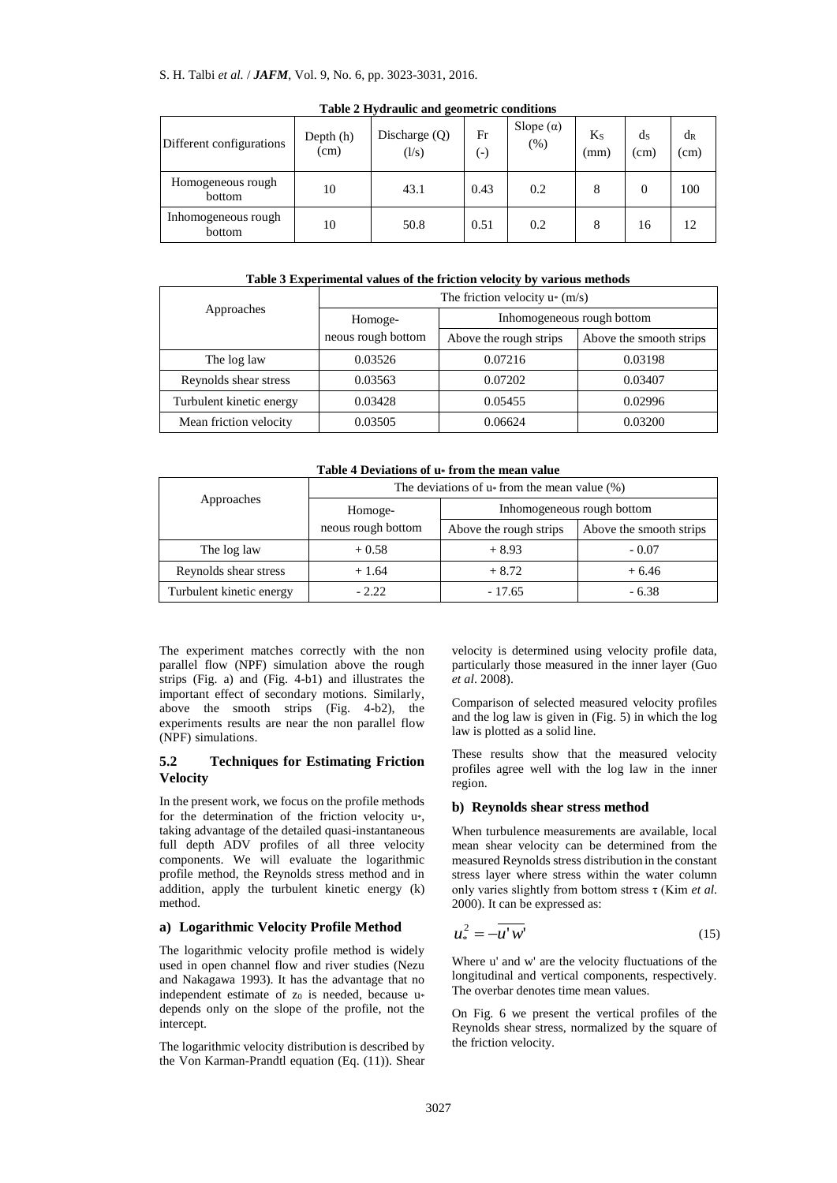**Table 2 Hydraulic and geometric conditions**

| Different configurations | Depth (h) (cm) | Discharge (Q) (l/s) | Fr (-) | Slope (α) (%) | $K_S$ (mm) | $d_S$ (cm) | $d_R$ (cm) |
|---|---|---|---|---|---|---|---|
| Homogeneous rough bottom | 10 | 43.1 | 0.43 | 0.2 | 8 | 0 | 100 |
| Inhomogeneous rough bottom | 10 | 50.8 | 0.51 | 0.2 | 8 | 16 | 12 |

**Table 3 Experimental values of the friction velocity by various methods**

| Approaches | The friction velocity $u_*$ (m/s) | | |
|---|---|---|---|
| | Homogeneous rough bottom | Inhomogeneous rough bottom | |
| | | Above the rough strips | Above the smooth strips |
| The log law | 0.03526 | 0.07216 | 0.03198 |
| Reynolds shear stress | 0.03563 | 0.07202 | 0.03407 |
| Turbulent kinetic energy | 0.03428 | 0.05455 | 0.02996 |
| Mean friction velocity | 0.03505 | 0.06624 | 0.03200 |

**Table 4 Deviations of $u_*$ from the mean value**

| Approaches | The deviations of $u_*$ from the mean value (%) | | |
|---|---|---|---|
| | Homogeneous rough bottom | Inhomogeneous rough bottom | |
| | | Above the rough strips | Above the smooth strips |
| The log law | + 0.58 | + 8.93 | - 0.07 |
| Reynolds shear stress | + 1.64 | + 8.72 | + 6.46 |
| Turbulent kinetic energy | - 2.22 | - 17.65 | - 6.38 |

The experiment matches correctly with the non parallel flow (NPF) simulation above the rough strips (Fig. a) and (Fig. 4-b1) and illustrates the important effect of secondary motions. Similarly, above the smooth strips (Fig. 4-b2), the experiments results are near the non parallel flow (NPF) simulations.

### 5.2 Techniques for Estimating Friction Velocity

In the present work, we focus on the profile methods for the determination of the friction velocity $u_*$, taking advantage of the detailed quasi-instantaneous full depth ADV profiles of all three velocity components. We will evaluate the logarithmic profile method, the Reynolds stress method and in addition, apply the turbulent kinetic energy (k) method.

#### a) Logarithmic Velocity Profile Method

The logarithmic velocity profile method is widely used in open channel flow and river studies (Nezu and Nakagawa 1993). It has the advantage that no independent estimate of $z_0$ is needed, because $u_*$ depends only on the slope of the profile, not the intercept.

The logarithmic velocity distribution is described by the Von Karman-Prandtl equation (Eq. (11)). Shear velocity is determined using velocity profile data, particularly those measured in the inner layer (Guo *et al*. 2008).

Comparison of selected measured velocity profiles and the log law is given in (Fig. 5) in which the log law is plotted as a solid line.

These results show that the measured velocity profiles agree well with the log law in the inner region.

#### b) Reynolds shear stress method

When turbulence measurements are available, local mean shear velocity can be determined from the measured Reynolds stress distribution in the constant stress layer where stress within the water column only varies slightly from bottom stress τ (Kim *et al*. 2000). It can be expressed as:

$$u_*^2 = -\overline{u'w'} \tag{15}$$

Where u' and w' are the velocity fluctuations of the longitudinal and vertical components, respectively. The overbar denotes time mean values.

On Fig. 6 we present the vertical profiles of the Reynolds shear stress, normalized by the square of the friction velocity.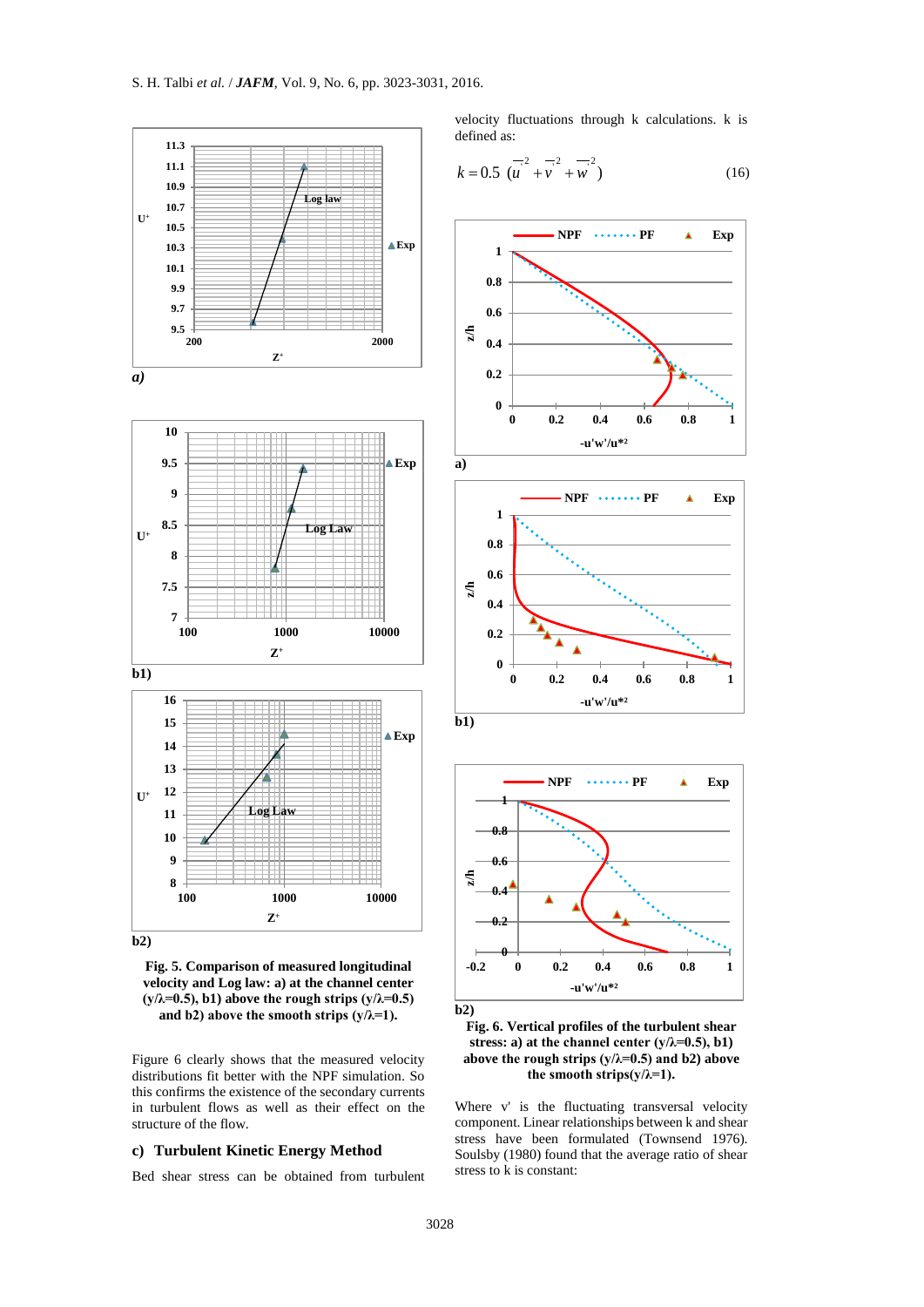Fig. 5. Comparison of measured longitudinal velocity and Log law: a) at the channel center (y/λ=0.5), b1) above the rough strips (y/λ=0.5) and b2) above the smooth strips (y/λ=1).

Figure 6 clearly shows that the measured velocity distributions fit better with the NPF simulation. So this confirms the existence of the secondary currents in turbulent flows as well as their effect on the structure of the flow.

## c) Turbulent Kinetic Energy Method

Bed shear stress can be obtained from turbulent velocity fluctuations through k calculations. k is defined as:

$$k = 0.5\ (\overline{u'^2} + \overline{v'^2} + \overline{w'^2}) \tag{16}$$

Fig. 6. Vertical profiles of the turbulent shear stress: a) at the channel center (y/λ=0.5), b1) above the rough strips (y/λ=0.5) and b2) above the smooth strips(y/λ=1).

Where v' is the fluctuating transversal velocity component. Linear relationships between k and shear stress have been formulated (Townsend 1976). Soulsby (1980) found that the average ratio of shear stress to k is constant: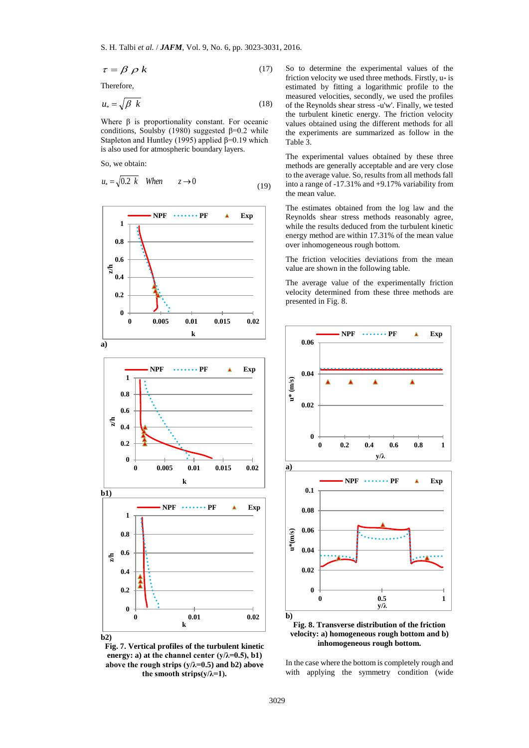$$\tau = \beta \rho k \tag{17}$$

Therefore,

$$u_* = \sqrt{\beta \ k} \tag{18}$$

Where β is proportionality constant. For oceanic conditions, Soulsby (1980) suggested β=0.2 while Stapleton and Huntley (1995) applied β=0.19 which is also used for atmospheric boundary layers.

So, we obtain:

$$u_* = \sqrt{0.2 \ k} \quad When \quad z \to 0 \tag{19}$$

**Fig. 7. Vertical profiles of the turbulent kinetic energy: a) at the channel center (y/λ=0.5), b1) above the rough strips (y/λ=0.5) and b2) above the smooth strips(y/λ=1).**

So to determine the experimental values of the friction velocity we used three methods. Firstly, $u_*$ is estimated by fitting a logarithmic profile to the measured velocities, secondly, we used the profiles of the Reynolds shear stress -u'w'. Finally, we tested the turbulent kinetic energy. The friction velocity values obtained using the different methods for all the experiments are summarized as follow in the Table 3.

The experimental values obtained by these three methods are generally acceptable and are very close to the average value. So, results from all methods fall into a range of -17.31% and +9.17% variability from the mean value.

The estimates obtained from the log law and the Reynolds shear stress methods reasonably agree, while the results deduced from the turbulent kinetic energy method are within 17.31% of the mean value over inhomogeneous rough bottom.

The friction velocities deviations from the mean value are shown in the following table.

The average value of the experimentally friction velocity determined from these three methods are presented in Fig. 8.

**Fig. 8. Transverse distribution of the friction velocity: a) homogeneous rough bottom and b) inhomogeneous rough bottom.**

In the case where the bottom is completely rough and with applying the symmetry condition (wide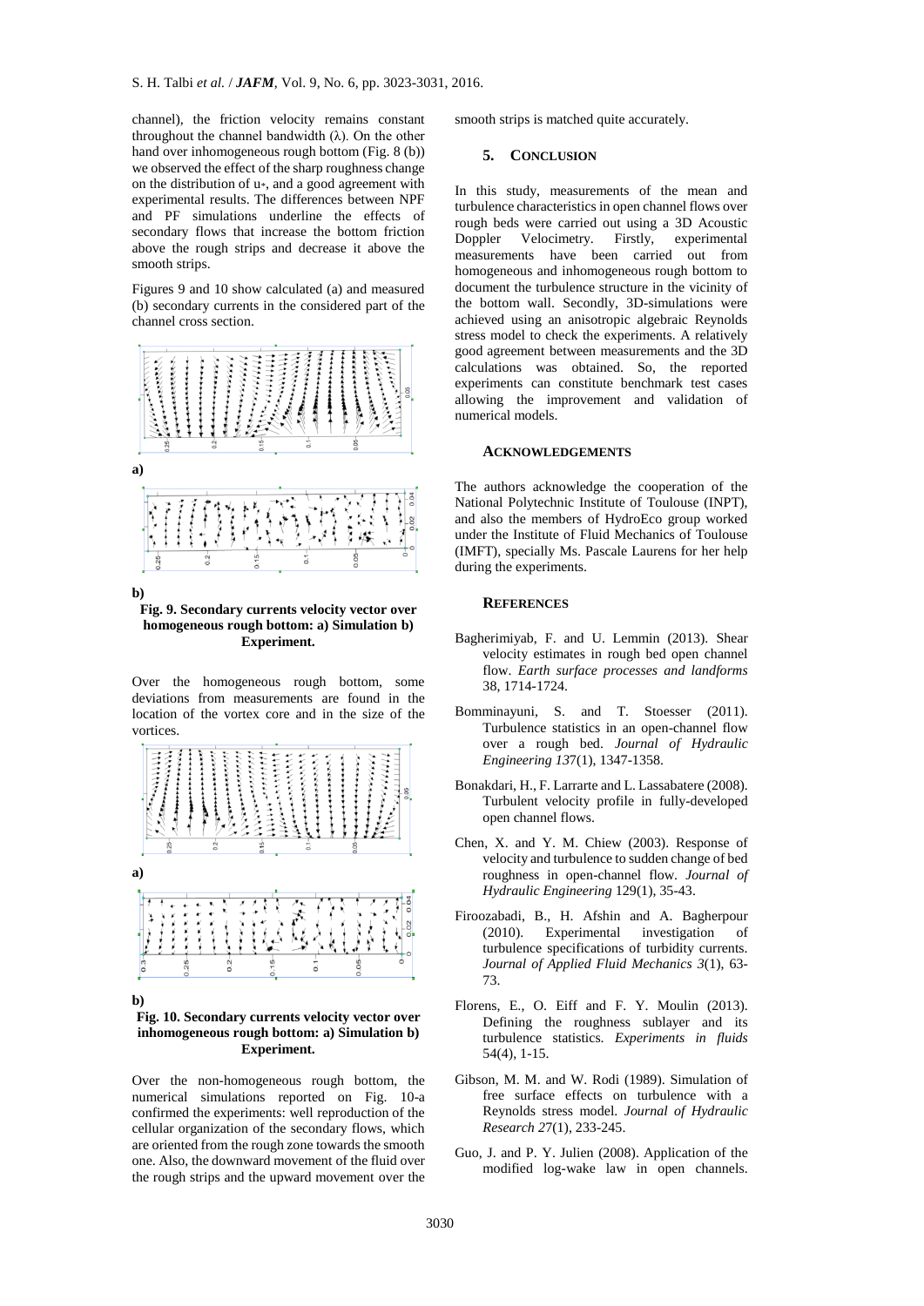channel), the friction velocity remains constant throughout the channel bandwidth (λ). On the other hand over inhomogeneous rough bottom (Fig. 8 (b)) we observed the effect of the sharp roughness change on the distribution of $u_*$, and a good agreement with experimental results. The differences between NPF and PF simulations underline the effects of secondary flows that increase the bottom friction above the rough strips and decrease it above the smooth strips.

Figures 9 and 10 show calculated (a) and measured (b) secondary currents in the considered part of the channel cross section.

**Fig. 9. Secondary currents velocity vector over homogeneous rough bottom: a) Simulation b) Experiment.**

Over the homogeneous rough bottom, some deviations from measurements are found in the location of the vortex core and in the size of the vortices.

**Fig. 10. Secondary currents velocity vector over inhomogeneous rough bottom: a) Simulation b) Experiment.**

Over the non-homogeneous rough bottom, the numerical simulations reported on Fig. 10-a confirmed the experiments: well reproduction of the cellular organization of the secondary flows, which are oriented from the rough zone towards the smooth one. Also, the downward movement of the fluid over the rough strips and the upward movement over the smooth strips is matched quite accurately.

## 5. CONCLUSION

In this study, measurements of the mean and turbulence characteristics in open channel flows over rough beds were carried out using a 3D Acoustic Doppler Velocimetry. Firstly, experimental measurements have been carried out from homogeneous and inhomogeneous rough bottom to document the turbulence structure in the vicinity of the bottom wall. Secondly, 3D-simulations were achieved using an anisotropic algebraic Reynolds stress model to check the experiments. A relatively good agreement between measurements and the 3D calculations was obtained. So, the reported experiments can constitute benchmark test cases allowing the improvement and validation of numerical models.

## ACKNOWLEDGEMENTS

The authors acknowledge the cooperation of the National Polytechnic Institute of Toulouse (INPT), and also the members of HydroEco group worked under the Institute of Fluid Mechanics of Toulouse (IMFT), specially Ms. Pascale Laurens for her help during the experiments.

## REFERENCES

Bagherimiyab, F. and U. Lemmin (2013). Shear velocity estimates in rough bed open channel flow. *Earth surface processes and landforms* 38, 1714-1724.

Bomminayuni, S. and T. Stoesser (2011). Turbulence statistics in an open-channel flow over a rough bed. *Journal of Hydraulic Engineering 13*7(1), 1347-1358.

Bonakdari, H., F. Larrarte and L. Lassabatere (2008). Turbulent velocity profile in fully-developed open channel flows.

Chen, X. and Y. M. Chiew (2003). Response of velocity and turbulence to sudden change of bed roughness in open-channel flow. *Journal of Hydraulic Engineering* 129(1), 35-43.

Firoozabadi, B., H. Afshin and A. Bagherpour (2010). Experimental investigation of turbulence specifications of turbidity currents. *Journal of Applied Fluid Mechanics 3*(1), 63-73.

Florens, E., O. Eiff and F. Y. Moulin (2013). Defining the roughness sublayer and its turbulence statistics. *Experiments in fluids* 54(4), 1-15.

Gibson, M. M. and W. Rodi (1989). Simulation of free surface effects on turbulence with a Reynolds stress model. *Journal of Hydraulic Research 2*7(1), 233-245.

Guo, J. and P. Y. Julien (2008). Application of the modified log-wake law in open channels.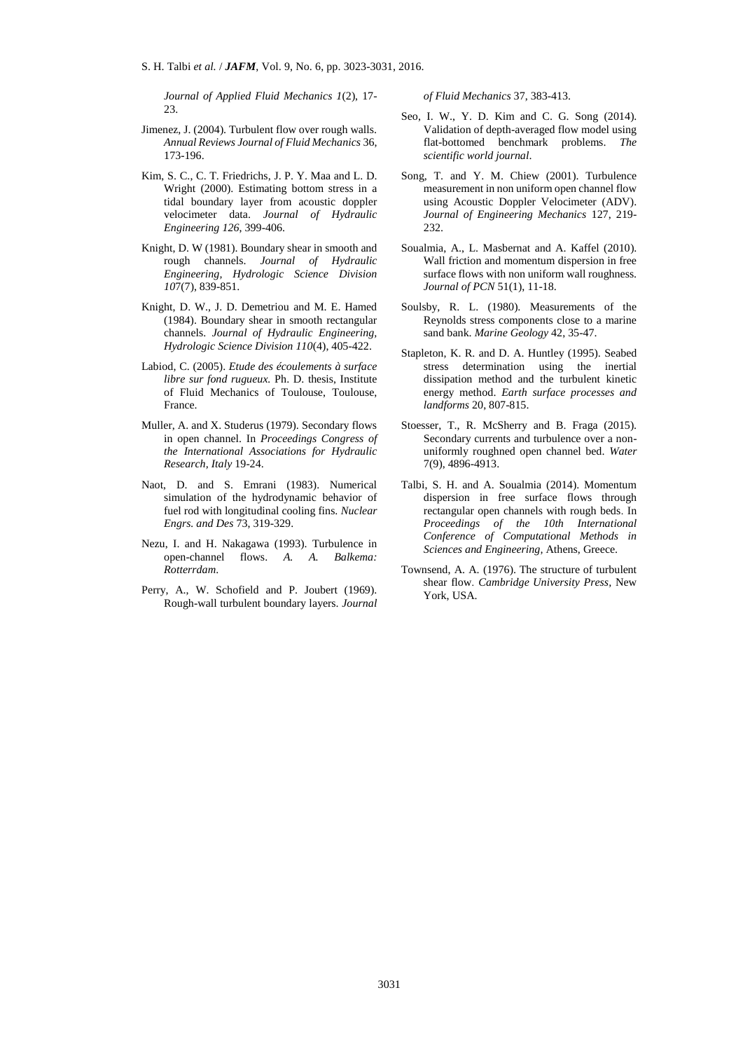*Journal of Applied Fluid Mechanics 1*(2), 17-23.

Jimenez, J. (2004). Turbulent flow over rough walls. *Annual Reviews Journal of Fluid Mechanics* 36, 173-196.

Kim, S. C., C. T. Friedrichs, J. P. Y. Maa and L. D. Wright (2000). Estimating bottom stress in a tidal boundary layer from acoustic doppler velocimeter data. *Journal of Hydraulic Engineering 126*, 399-406.

Knight, D. W (1981). Boundary shear in smooth and rough channels. *Journal of Hydraulic Engineering, Hydrologic Science Division 107*(7), 839-851.

Knight, D. W., J. D. Demetriou and M. E. Hamed (1984). Boundary shear in smooth rectangular channels. *Journal of Hydraulic Engineering, Hydrologic Science Division 110*(4), 405-422.

Labiod, C. (2005). *Etude des écoulements à surface libre sur fond rugueux.* Ph. D. thesis, Institute of Fluid Mechanics of Toulouse, Toulouse, France.

Muller, A. and X. Studerus (1979). Secondary flows in open channel. In *Proceedings Congress of the International Associations for Hydraulic Research, Italy* 19-24.

Naot, D. and S. Emrani (1983). Numerical simulation of the hydrodynamic behavior of fuel rod with longitudinal cooling fins. *Nuclear Engrs. and Des* 73, 319-329.

Nezu, I. and H. Nakagawa (1993). Turbulence in open-channel flows. *A. A. Balkema: Rotterrdam*.

Perry, A., W. Schofield and P. Joubert (1969). Rough-wall turbulent boundary layers. *Journal of Fluid Mechanics* 37, 383-413.

Seo, I. W., Y. D. Kim and C. G. Song (2014). Validation of depth-averaged flow model using flat-bottomed benchmark problems. *The scientific world journal*.

Song, T. and Y. M. Chiew (2001). Turbulence measurement in non uniform open channel flow using Acoustic Doppler Velocimeter (ADV). *Journal of Engineering Mechanics* 127, 219-232.

Soualmia, A., L. Masbernat and A. Kaffel (2010). Wall friction and momentum dispersion in free surface flows with non uniform wall roughness. *Journal of PCN* 51(1), 11-18.

Soulsby, R. L. (1980). Measurements of the Reynolds stress components close to a marine sand bank. *Marine Geology* 42, 35-47.

Stapleton, K. R. and D. A. Huntley (1995). Seabed stress determination using the inertial dissipation method and the turbulent kinetic energy method. *Earth surface processes and landforms* 20, 807-815.

Stoesser, T., R. McSherry and B. Fraga (2015). Secondary currents and turbulence over a non-uniformly roughned open channel bed. *Water* 7(9), 4896-4913.

Talbi, S. H. and A. Soualmia (2014). Momentum dispersion in free surface flows through rectangular open channels with rough beds. In *Proceedings of the 10th International Conference of Computational Methods in Sciences and Engineering,* Athens, Greece.

Townsend, A. A. (1976). The structure of turbulent shear flow. *Cambridge University Press*, New York, USA.